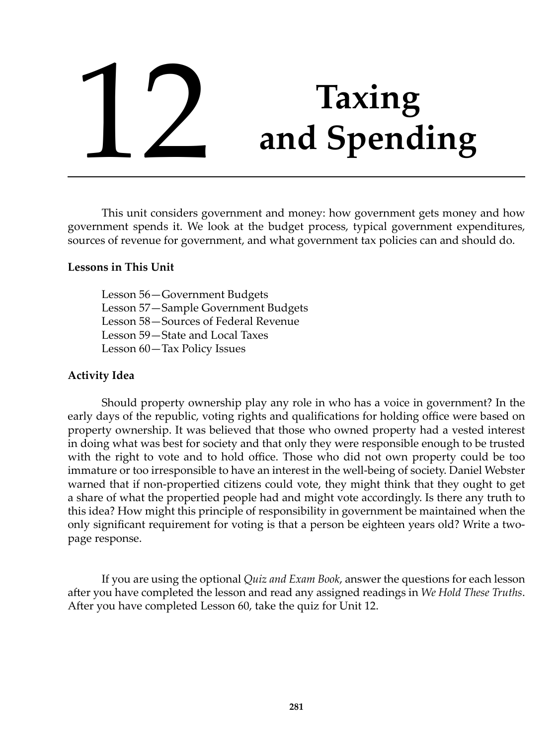# 12 Taxing and Spending

This unit considers government and money: how government gets money and how government spends it. We look at the budget process, typical government expenditures, sources of revenue for government, and what government tax policies can and should do.

**Lessons in This Unit**

Lesson 56—Government Budgets
Lesson 57—Sample Government Budgets
Lesson 58—Sources of Federal Revenue
Lesson 59—State and Local Taxes
Lesson 60—Tax Policy Issues

**Activity Idea**

Should property ownership play any role in who has a voice in government? In the early days of the republic, voting rights and qualifications for holding office were based on property ownership. It was believed that those who owned property had a vested interest in doing what was best for society and that only they were responsible enough to be trusted with the right to vote and to hold office. Those who did not own property could be too immature or too irresponsible to have an interest in the well-being of society. Daniel Webster warned that if non-propertied citizens could vote, they might think that they ought to get a share of what the propertied people had and might vote accordingly. Is there any truth to this idea? How might this principle of responsibility in government be maintained when the only significant requirement for voting is that a person be eighteen years old? Write a two-page response.

If you are using the optional *Quiz and Exam Book*, answer the questions for each lesson after you have completed the lesson and read any assigned readings in *We Hold These Truths*. After you have completed Lesson 60, take the quiz for Unit 12.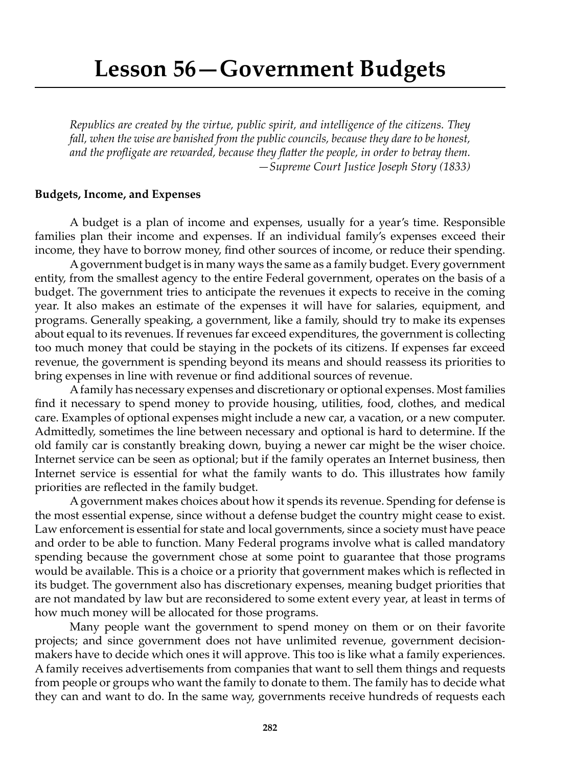# Lesson 56—Government Budgets

*Republics are created by the virtue, public spirit, and intelligence of the citizens. They fall, when the wise are banished from the public councils, because they dare to be honest, and the profligate are rewarded, because they flatter the people, in order to betray them.*
*—Supreme Court Justice Joseph Story (1833)*

**Budgets, Income, and Expenses**

A budget is a plan of income and expenses, usually for a year's time. Responsible families plan their income and expenses. If an individual family's expenses exceed their income, they have to borrow money, find other sources of income, or reduce their spending.

A government budget is in many ways the same as a family budget. Every government entity, from the smallest agency to the entire Federal government, operates on the basis of a budget. The government tries to anticipate the revenues it expects to receive in the coming year. It also makes an estimate of the expenses it will have for salaries, equipment, and programs. Generally speaking, a government, like a family, should try to make its expenses about equal to its revenues. If revenues far exceed expenditures, the government is collecting too much money that could be staying in the pockets of its citizens. If expenses far exceed revenue, the government is spending beyond its means and should reassess its priorities to bring expenses in line with revenue or find additional sources of revenue.

A family has necessary expenses and discretionary or optional expenses. Most families find it necessary to spend money to provide housing, utilities, food, clothes, and medical care. Examples of optional expenses might include a new car, a vacation, or a new computer. Admittedly, sometimes the line between necessary and optional is hard to determine. If the old family car is constantly breaking down, buying a newer car might be the wiser choice. Internet service can be seen as optional; but if the family operates an Internet business, then Internet service is essential for what the family wants to do. This illustrates how family priorities are reflected in the family budget.

A government makes choices about how it spends its revenue. Spending for defense is the most essential expense, since without a defense budget the country might cease to exist. Law enforcement is essential for state and local governments, since a society must have peace and order to be able to function. Many Federal programs involve what is called mandatory spending because the government chose at some point to guarantee that those programs would be available. This is a choice or a priority that government makes which is reflected in its budget. The government also has discretionary expenses, meaning budget priorities that are not mandated by law but are reconsidered to some extent every year, at least in terms of how much money will be allocated for those programs.

Many people want the government to spend money on them or on their favorite projects; and since government does not have unlimited revenue, government decision-makers have to decide which ones it will approve. This too is like what a family experiences. A family receives advertisements from companies that want to sell them things and requests from people or groups who want the family to donate to them. The family has to decide what they can and want to do. In the same way, governments receive hundreds of requests each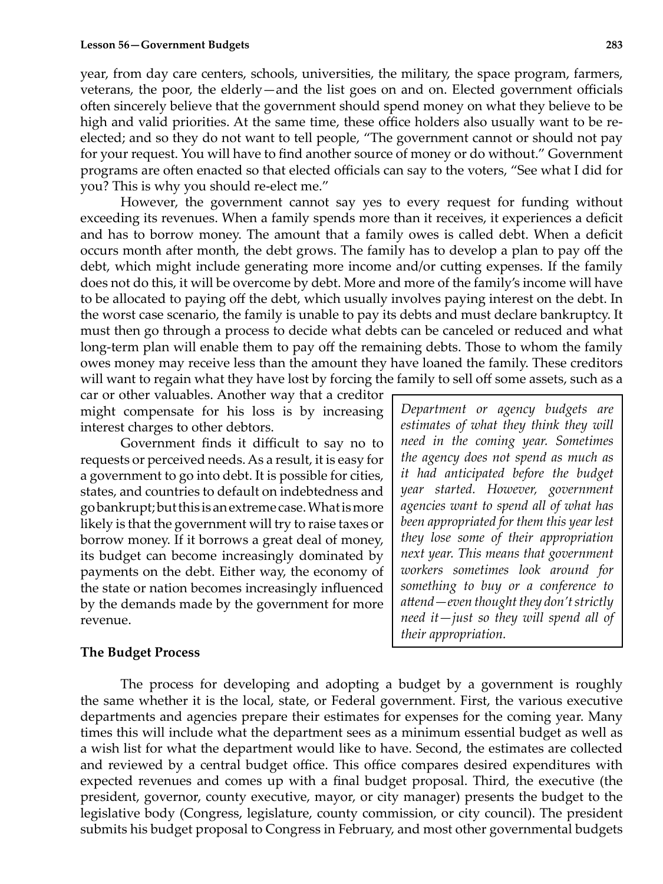year, from day care centers, schools, universities, the military, the space program, farmers, veterans, the poor, the elderly—and the list goes on and on. Elected government officials often sincerely believe that the government should spend money on what they believe to be high and valid priorities. At the same time, these office holders also usually want to be re-elected; and so they do not want to tell people, "The government cannot or should not pay for your request. You will have to find another source of money or do without." Government programs are often enacted so that elected officials can say to the voters, "See what I did for you? This is why you should re-elect me."

However, the government cannot say yes to every request for funding without exceeding its revenues. When a family spends more than it receives, it experiences a deficit and has to borrow money. The amount that a family owes is called debt. When a deficit occurs month after month, the debt grows. The family has to develop a plan to pay off the debt, which might include generating more income and/or cutting expenses. If the family does not do this, it will be overcome by debt. More and more of the family's income will have to be allocated to paying off the debt, which usually involves paying interest on the debt. In the worst case scenario, the family is unable to pay its debts and must declare bankruptcy. It must then go through a process to decide what debts can be canceled or reduced and what long-term plan will enable them to pay off the remaining debts. Those to whom the family owes money may receive less than the amount they have loaned the family. These creditors will want to regain what they have lost by forcing the family to sell off some assets, such as a car or other valuables. Another way that a creditor might compensate for his loss is by increasing interest charges to other debtors.

Government finds it difficult to say no to requests or perceived needs. As a result, it is easy for a government to go into debt. It is possible for cities, states, and countries to default on indebtedness and go bankrupt; but this is an extreme case. What is more likely is that the government will try to raise taxes or borrow money. If it borrows a great deal of money, its budget can become increasingly dominated by payments on the debt. Either way, the economy of the state or nation becomes increasingly influenced by the demands made by the government for more revenue.

*Department or agency budgets are estimates of what they think they will need in the coming year. Sometimes the agency does not spend as much as it had anticipated before the budget year started. However, government agencies want to spend all of what has been appropriated for them this year lest they lose some of their appropriation next year. This means that government workers sometimes look around for something to buy or a conference to attend—even thought they don't strictly need it—just so they will spend all of their appropriation.*

### The Budget Process

The process for developing and adopting a budget by a government is roughly the same whether it is the local, state, or Federal government. First, the various executive departments and agencies prepare their estimates for expenses for the coming year. Many times this will include what the department sees as a minimum essential budget as well as a wish list for what the department would like to have. Second, the estimates are collected and reviewed by a central budget office. This office compares desired expenditures with expected revenues and comes up with a final budget proposal. Third, the executive (the president, governor, county executive, mayor, or city manager) presents the budget to the legislative body (Congress, legislature, county commission, or city council). The president submits his budget proposal to Congress in February, and most other governmental budgets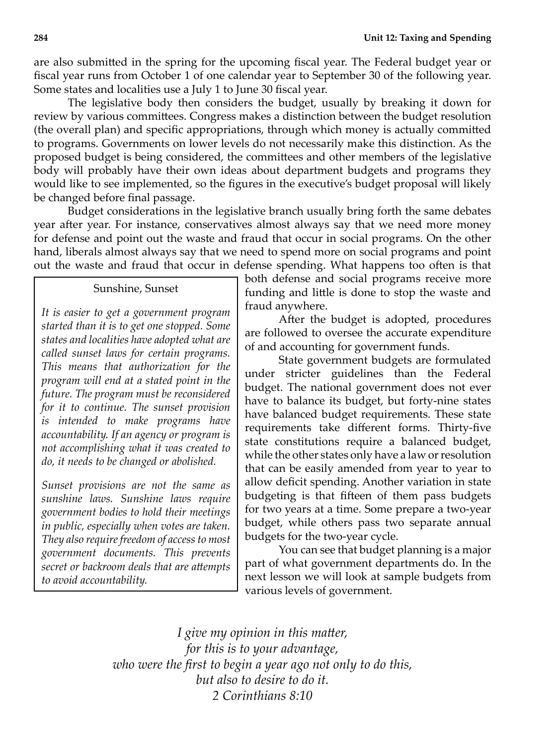are also submitted in the spring for the upcoming fiscal year. The Federal budget year or fiscal year runs from October 1 of one calendar year to September 30 of the following year. Some states and localities use a July 1 to June 30 fiscal year.

The legislative body then considers the budget, usually by breaking it down for review by various committees. Congress makes a distinction between the budget resolution (the overall plan) and specific appropriations, through which money is actually committed to programs. Governments on lower levels do not necessarily make this distinction. As the proposed budget is being considered, the committees and other members of the legislative body will probably have their own ideas about department budgets and programs they would like to see implemented, so the figures in the executive's budget proposal will likely be changed before final passage.

Budget considerations in the legislative branch usually bring forth the same debates year after year. For instance, conservatives almost always say that we need more money for defense and point out the waste and fraud that occur in social programs. On the other hand, liberals almost always say that we need to spend more on social programs and point out the waste and fraud that occur in defense spending. What happens too often is that both defense and social programs receive more funding and little is done to stop the waste and fraud anywhere.

After the budget is adopted, procedures are followed to oversee the accurate expenditure of and accounting for government funds.

State government budgets are formulated under stricter guidelines than the Federal budget. The national government does not ever have to balance its budget, but forty-nine states have balanced budget requirements. These state requirements take different forms. Thirty-five state constitutions require a balanced budget, while the other states only have a law or resolution that can be easily amended from year to year to allow deficit spending. Another variation in state budgeting is that fifteen of them pass budgets for two years at a time. Some prepare a two-year budget, while others pass two separate annual budgets for the two-year cycle.

You can see that budget planning is a major part of what government departments do. In the next lesson we will look at sample budgets from various levels of government.

> Sunshine, Sunset
>
> *It is easier to get a government program started than it is to get one stopped. Some states and localities have adopted what are called sunset laws for certain programs. This means that authorization for the program will end at a stated point in the future. The program must be reconsidered for it to continue. The sunset provision is intended to make programs have accountability. If an agency or program is not accomplishing what it was created to do, it needs to be changed or abolished.*
>
> *Sunset provisions are not the same as sunshine laws. Sunshine laws require government bodies to hold their meetings in public, especially when votes are taken. They also require freedom of access to most government documents. This prevents secret or backroom deals that are attempts to avoid accountability.*

*I give my opinion in this matter,*
*for this is to your advantage,*
*who were the first to begin a year ago not only to do this,*
*but also to desire to do it.*
*2 Corinthians 8:10*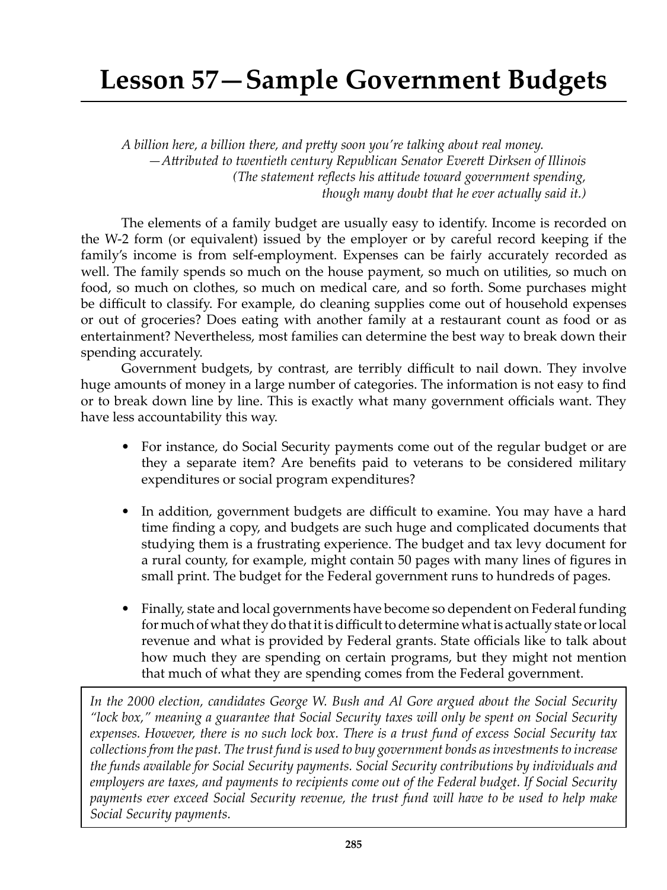# Lesson 57—Sample Government Budgets

*A billion here, a billion there, and pretty soon you're talking about real money.*
*—Attributed to twentieth century Republican Senator Everett Dirksen of Illinois*
*(The statement reflects his attitude toward government spending,*
*though many doubt that he ever actually said it.)*

The elements of a family budget are usually easy to identify. Income is recorded on the W-2 form (or equivalent) issued by the employer or by careful record keeping if the family's income is from self-employment. Expenses can be fairly accurately recorded as well. The family spends so much on the house payment, so much on utilities, so much on food, so much on clothes, so much on medical care, and so forth. Some purchases might be difficult to classify. For example, do cleaning supplies come out of household expenses or out of groceries? Does eating with another family at a restaurant count as food or as entertainment? Nevertheless, most families can determine the best way to break down their spending accurately.

Government budgets, by contrast, are terribly difficult to nail down. They involve huge amounts of money in a large number of categories. The information is not easy to find or to break down line by line. This is exactly what many government officials want. They have less accountability this way.

- For instance, do Social Security payments come out of the regular budget or are they a separate item? Are benefits paid to veterans to be considered military expenditures or social program expenditures?

- In addition, government budgets are difficult to examine. You may have a hard time finding a copy, and budgets are such huge and complicated documents that studying them is a frustrating experience. The budget and tax levy document for a rural county, for example, might contain 50 pages with many lines of figures in small print. The budget for the Federal government runs to hundreds of pages.

- Finally, state and local governments have become so dependent on Federal funding for much of what they do that it is difficult to determine what is actually state or local revenue and what is provided by Federal grants. State officials like to talk about how much they are spending on certain programs, but they might not mention that much of what they are spending comes from the Federal government.

*In the 2000 election, candidates George W. Bush and Al Gore argued about the Social Security "lock box," meaning a guarantee that Social Security taxes will only be spent on Social Security expenses. However, there is no such lock box. There is a trust fund of excess Social Security tax collections from the past. The trust fund is used to buy government bonds as investments to increase the funds available for Social Security payments. Social Security contributions by individuals and employers are taxes, and payments to recipients come out of the Federal budget. If Social Security payments ever exceed Social Security revenue, the trust fund will have to be used to help make Social Security payments.*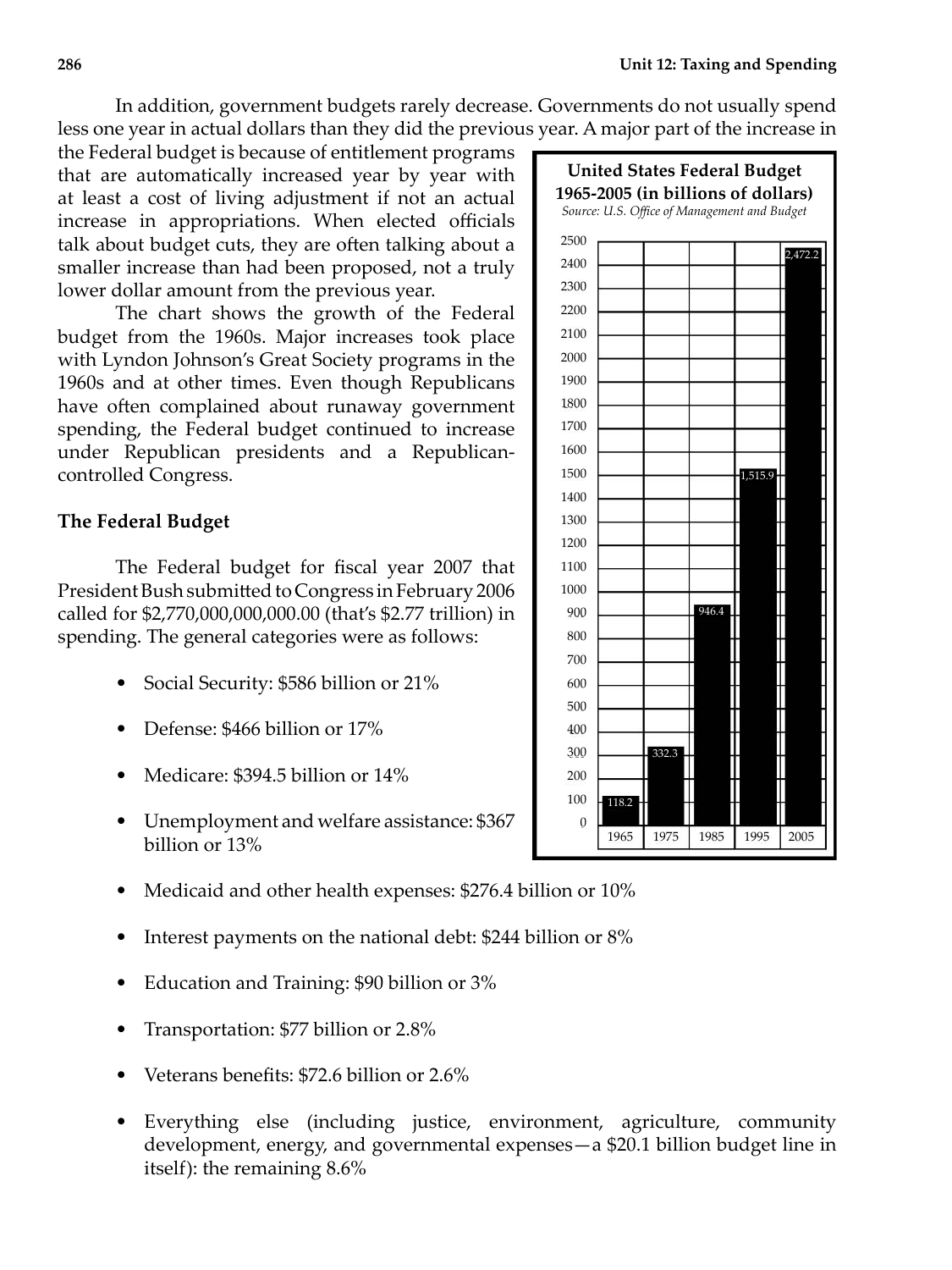In addition, government budgets rarely decrease. Governments do not usually spend less one year in actual dollars than they did the previous year. A major part of the increase in the Federal budget is because of entitlement programs that are automatically increased year by year with at least a cost of living adjustment if not an actual increase in appropriations. When elected officials talk about budget cuts, they are often talking about a smaller increase than had been proposed, not a truly lower dollar amount from the previous year.

The chart shows the growth of the Federal budget from the 1960s. Major increases took place with Lyndon Johnson's Great Society programs in the 1960s and at other times. Even though Republicans have often complained about runaway government spending, the Federal budget continued to increase under Republican presidents and a Republican-controlled Congress.

**United States Federal Budget 1965-2005 (in billions of dollars)**

*Source: U.S. Office of Management and Budget*

| Year | Budget |
|---|---|
| 1965 | 118.2 |
| 1975 | 332.3 |
| 1985 | 946.4 |
| 1995 | 1,515.9 |
| 2005 | 2,472.2 |

## The Federal Budget

The Federal budget for fiscal year 2007 that President Bush submitted to Congress in February 2006 called for $2,770,000,000,000.00 (that's $2.77 trillion) in spending. The general categories were as follows:

- Social Security: $586 billion or 21%
- Defense: $466 billion or 17%
- Medicare: $394.5 billion or 14%
- Unemployment and welfare assistance: $367 billion or 13%
- Medicaid and other health expenses: $276.4 billion or 10%
- Interest payments on the national debt: $244 billion or 8%
- Education and Training: $90 billion or 3%
- Transportation: $77 billion or 2.8%
- Veterans benefits: $72.6 billion or 2.6%
- Everything else (including justice, environment, agriculture, community development, energy, and governmental expenses—a $20.1 billion budget line in itself): the remaining 8.6%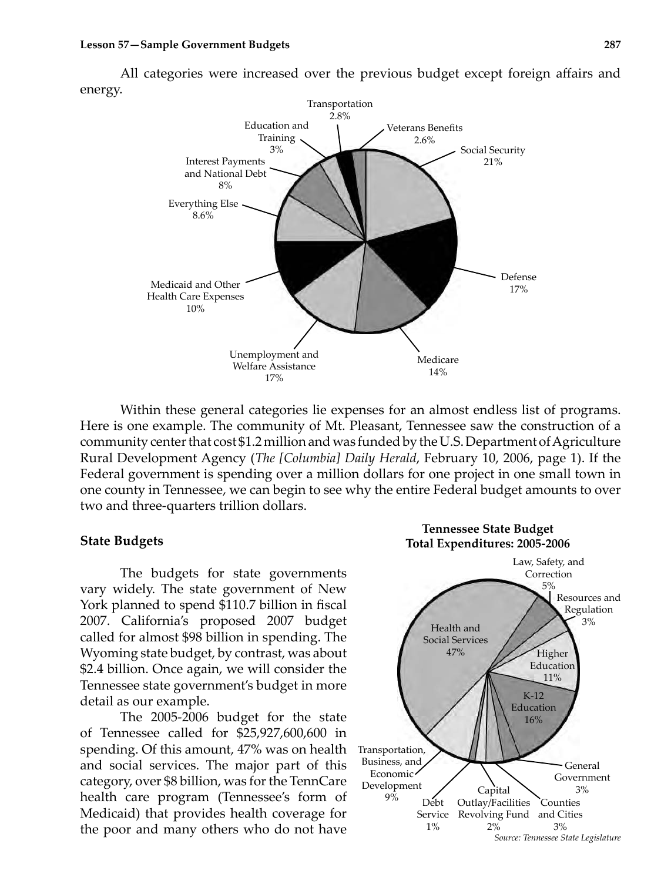All categories were increased over the previous budget except foreign affairs and energy.

Transportation 2.8%
Education and Training 3%
Veterans Benefits 2.6%
Social Security 21%
Interest Payments and National Debt 8%
Everything Else 8.6%
Defense 17%
Medicaid and Other Health Care Expenses 10%
Unemployment and Welfare Assistance 17%
Medicare 14%

Within these general categories lie expenses for an almost endless list of programs. Here is one example. The community of Mt. Pleasant, Tennessee saw the construction of a community center that cost $1.2 million and was funded by the U.S. Department of Agriculture Rural Development Agency (*The [Columbia] Daily Herald*, February 10, 2006, page 1). If the Federal government is spending over a million dollars for one project in one small town in one county in Tennessee, we can begin to see why the entire Federal budget amounts to over two and three-quarters trillion dollars.

### State Budgets

The budgets for state governments vary widely. The state government of New York planned to spend $110.7 billion in fiscal 2007. California's proposed 2007 budget called for almost $98 billion in spending. The Wyoming state budget, by contrast, was about $2.4 billion. Once again, we will consider the Tennessee state government's budget in more detail as our example.

The 2005-2006 budget for the state of Tennessee called for $25,927,600,600 in spending. Of this amount, 47% was on health and social services. The major part of this category, over $8 billion, was for the TennCare health care program (Tennessee's form of Medicaid) that provides health coverage for the poor and many others who do not have

**Tennessee State Budget**
**Total Expenditures: 2005-2006**

Law, Safety, and Correction 5%
Resources and Regulation 3%
Health and Social Services 47%
Higher Education 11%
K-12 Education 16%
Transportation, Business, and Economic Development 9%
General Government 3%
Capital Outlay/Facilities Revolving Fund 2%
Debt Service 1%
Counties and Cities 3%

*Source: Tennessee State Legislature*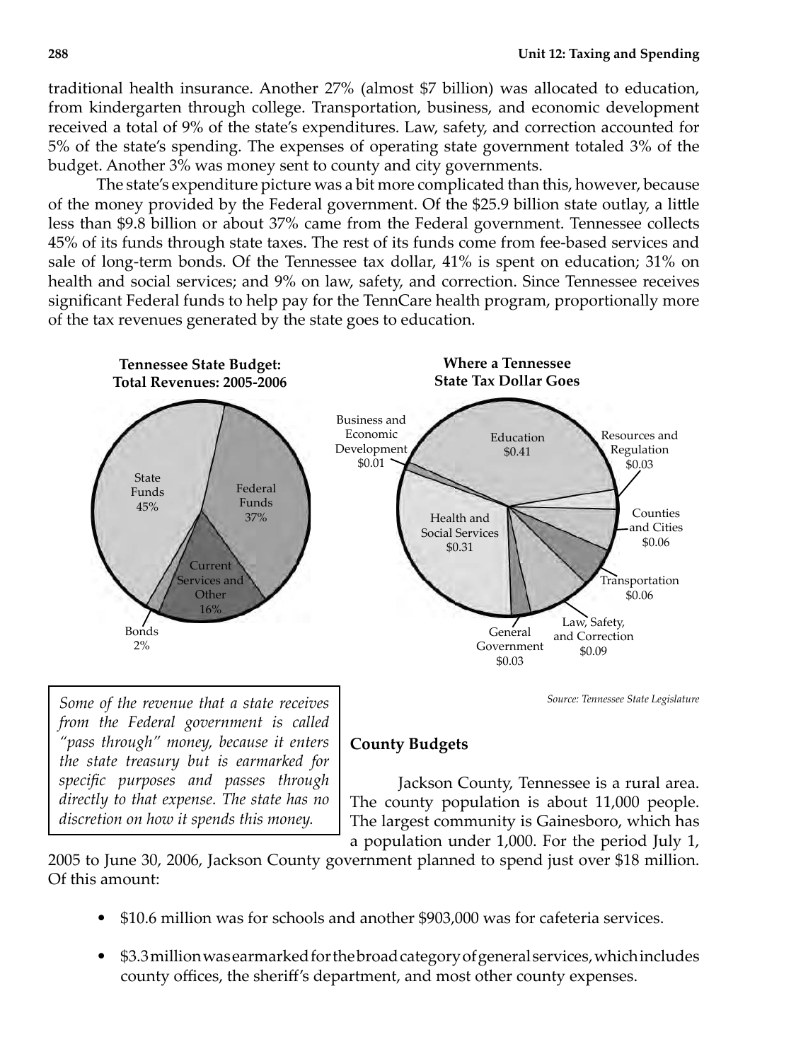traditional health insurance. Another 27% (almost $7 billion) was allocated to education, from kindergarten through college. Transportation, business, and economic development received a total of 9% of the state's expenditures. Law, safety, and correction accounted for 5% of the state's spending. The expenses of operating state government totaled 3% of the budget. Another 3% was money sent to county and city governments.

The state's expenditure picture was a bit more complicated than this, however, because of the money provided by the Federal government. Of the $25.9 billion state outlay, a little less than $9.8 billion or about 37% came from the Federal government. Tennessee collects 45% of its funds through state taxes. The rest of its funds come from fee-based services and sale of long-term bonds. Of the Tennessee tax dollar, 41% is spent on education; 31% on health and social services; and 9% on law, safety, and correction. Since Tennessee receives significant Federal funds to help pay for the TennCare health program, proportionally more of the tax revenues generated by the state goes to education.

**Tennessee State Budget: Total Revenues: 2005-2006**

| Source | Percent |
| --- | --- |
| State Funds | 45% |
| Federal Funds | 37% |
| Current Services and Other | 16% |
| Bonds | 2% |

**Where a Tennessee State Tax Dollar Goes**

| Category | Amount |
| --- | --- |
| Education | $0.41 |
| Resources and Regulation | $0.03 |
| Counties and Cities | $0.06 |
| Transportation | $0.06 |
| Law, Safety, and Correction | $0.09 |
| General Government | $0.03 |
| Health and Social Services | $0.31 |
| Business and Economic Development | $0.01 |

*Source: Tennessee State Legislature*

*Some of the revenue that a state receives from the Federal government is called "pass through" money, because it enters the state treasury but is earmarked for specific purposes and passes through directly to that expense. The state has no discretion on how it spends this money.*

## County Budgets

Jackson County, Tennessee is a rural area. The county population is about 11,000 people. The largest community is Gainesboro, which has a population under 1,000. For the period July 1, 2005 to June 30, 2006, Jackson County government planned to spend just over $18 million. Of this amount:

- $10.6 million was for schools and another $903,000 was for cafeteria services.
- $3.3 million was earmarked for the broad category of general services, which includes county offices, the sheriff's department, and most other county expenses.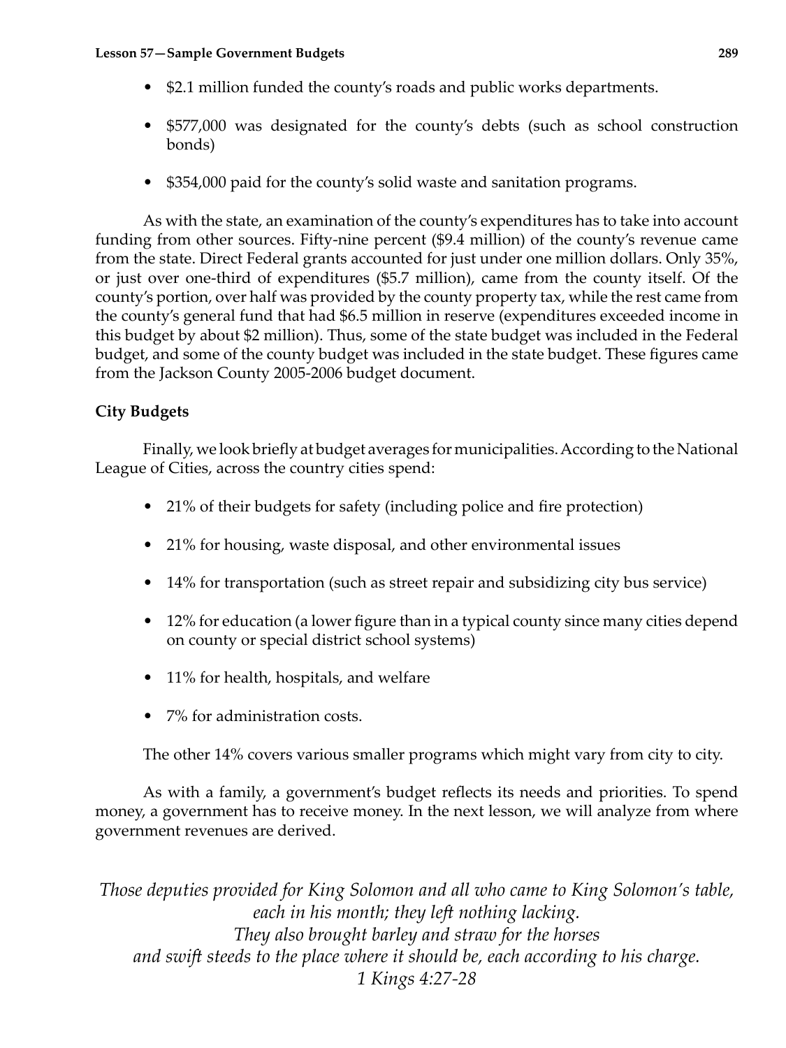- $2.1 million funded the county's roads and public works departments.
- $577,000 was designated for the county's debts (such as school construction bonds)
- $354,000 paid for the county's solid waste and sanitation programs.

As with the state, an examination of the county's expenditures has to take into account funding from other sources. Fifty-nine percent ($9.4 million) of the county's revenue came from the state. Direct Federal grants accounted for just under one million dollars. Only 35%, or just over one-third of expenditures ($5.7 million), came from the county itself. Of the county's portion, over half was provided by the county property tax, while the rest came from the county's general fund that had $6.5 million in reserve (expenditures exceeded income in this budget by about $2 million). Thus, some of the state budget was included in the Federal budget, and some of the county budget was included in the state budget. These figures came from the Jackson County 2005-2006 budget document.

### City Budgets

Finally, we look briefly at budget averages for municipalities. According to the National League of Cities, across the country cities spend:

- 21% of their budgets for safety (including police and fire protection)
- 21% for housing, waste disposal, and other environmental issues
- 14% for transportation (such as street repair and subsidizing city bus service)
- 12% for education (a lower figure than in a typical county since many cities depend on county or special district school systems)
- 11% for health, hospitals, and welfare
- 7% for administration costs.

The other 14% covers various smaller programs which might vary from city to city.

As with a family, a government's budget reflects its needs and priorities. To spend money, a government has to receive money. In the next lesson, we will analyze from where government revenues are derived.

*Those deputies provided for King Solomon and all who came to King Solomon's table,*
*each in his month; they left nothing lacking.*
*They also brought barley and straw for the horses*
*and swift steeds to the place where it should be, each according to his charge.*
*1 Kings 4:27-28*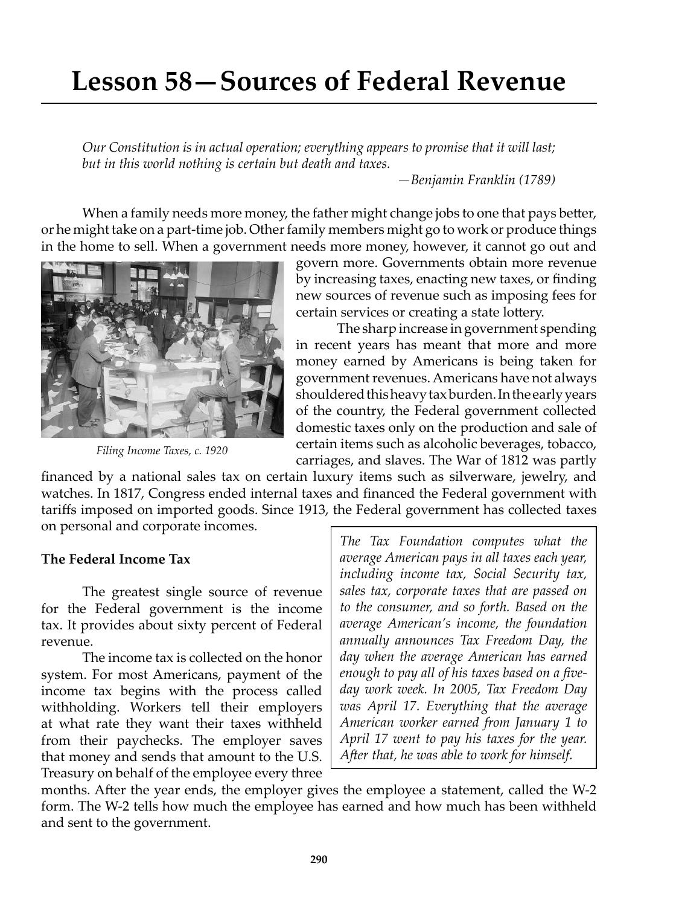# Lesson 58—Sources of Federal Revenue

*Our Constitution is in actual operation; everything appears to promise that it will last; but in this world nothing is certain but death and taxes.*

—*Benjamin Franklin (1789)*

When a family needs more money, the father might change jobs to one that pays better, or he might take on a part-time job. Other family members might go to work or produce things in the home to sell. When a government needs more money, however, it cannot go out and govern more. Governments obtain more revenue by increasing taxes, enacting new taxes, or finding new sources of revenue such as imposing fees for certain services or creating a state lottery.

*Filing Income Taxes, c. 1920*

The sharp increase in government spending in recent years has meant that more and more money earned by Americans is being taken for government revenues. Americans have not always shouldered this heavy tax burden. In the early years of the country, the Federal government collected domestic taxes only on the production and sale of certain items such as alcoholic beverages, tobacco, carriages, and slaves. The War of 1812 was partly financed by a national sales tax on certain luxury items such as silverware, jewelry, and watches. In 1817, Congress ended internal taxes and financed the Federal government with tariffs imposed on imported goods. Since 1913, the Federal government has collected taxes on personal and corporate incomes.

### The Federal Income Tax

The greatest single source of revenue for the Federal government is the income tax. It provides about sixty percent of Federal revenue.

The income tax is collected on the honor system. For most Americans, payment of the income tax begins with the process called withholding. Workers tell their employers at what rate they want their taxes withheld from their paychecks. The employer saves that money and sends that amount to the U.S. Treasury on behalf of the employee every three months. After the year ends, the employer gives the employee a statement, called the W-2 form. The W-2 tells how much the employee has earned and how much has been withheld and sent to the government.

*The Tax Foundation computes what the average American pays in all taxes each year, including income tax, Social Security tax, sales tax, corporate taxes that are passed on to the consumer, and so forth. Based on the average American's income, the foundation annually announces Tax Freedom Day, the day when the average American has earned enough to pay all of his taxes based on a five-day work week. In 2005, Tax Freedom Day was April 17. Everything that the average American worker earned from January 1 to April 17 went to pay his taxes for the year. After that, he was able to work for himself.*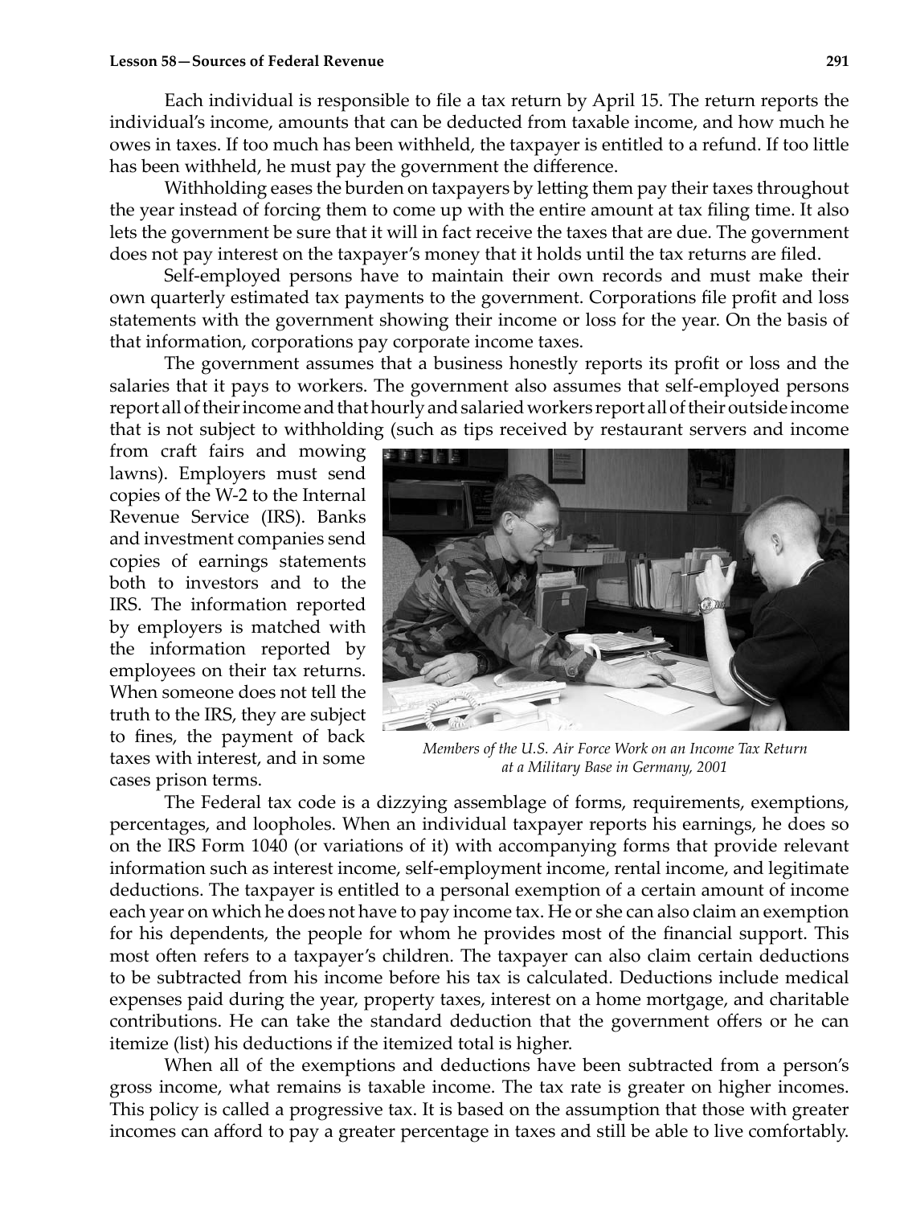Each individual is responsible to file a tax return by April 15. The return reports the individual's income, amounts that can be deducted from taxable income, and how much he owes in taxes. If too much has been withheld, the taxpayer is entitled to a refund. If too little has been withheld, he must pay the government the difference.

Withholding eases the burden on taxpayers by letting them pay their taxes throughout the year instead of forcing them to come up with the entire amount at tax filing time. It also lets the government be sure that it will in fact receive the taxes that are due. The government does not pay interest on the taxpayer's money that it holds until the tax returns are filed.

Self-employed persons have to maintain their own records and must make their own quarterly estimated tax payments to the government. Corporations file profit and loss statements with the government showing their income or loss for the year. On the basis of that information, corporations pay corporate income taxes.

The government assumes that a business honestly reports its profit or loss and the salaries that it pays to workers. The government also assumes that self-employed persons report all of their income and that hourly and salaried workers report all of their outside income that is not subject to withholding (such as tips received by restaurant servers and income from craft fairs and mowing lawns). Employers must send copies of the W-2 to the Internal Revenue Service (IRS). Banks and investment companies send copies of earnings statements both to investors and to the IRS. The information reported by employers is matched with the information reported by employees on their tax returns. When someone does not tell the truth to the IRS, they are subject to fines, the payment of back taxes with interest, and in some cases prison terms.

*Members of the U.S. Air Force Work on an Income Tax Return at a Military Base in Germany, 2001*

The Federal tax code is a dizzying assemblage of forms, requirements, exemptions, percentages, and loopholes. When an individual taxpayer reports his earnings, he does so on the IRS Form 1040 (or variations of it) with accompanying forms that provide relevant information such as interest income, self-employment income, rental income, and legitimate deductions. The taxpayer is entitled to a personal exemption of a certain amount of income each year on which he does not have to pay income tax. He or she can also claim an exemption for his dependents, the people for whom he provides most of the financial support. This most often refers to a taxpayer's children. The taxpayer can also claim certain deductions to be subtracted from his income before his tax is calculated. Deductions include medical expenses paid during the year, property taxes, interest on a home mortgage, and charitable contributions. He can take the standard deduction that the government offers or he can itemize (list) his deductions if the itemized total is higher.

When all of the exemptions and deductions have been subtracted from a person's gross income, what remains is taxable income. The tax rate is greater on higher incomes. This policy is called a progressive tax. It is based on the assumption that those with greater incomes can afford to pay a greater percentage in taxes and still be able to live comfortably.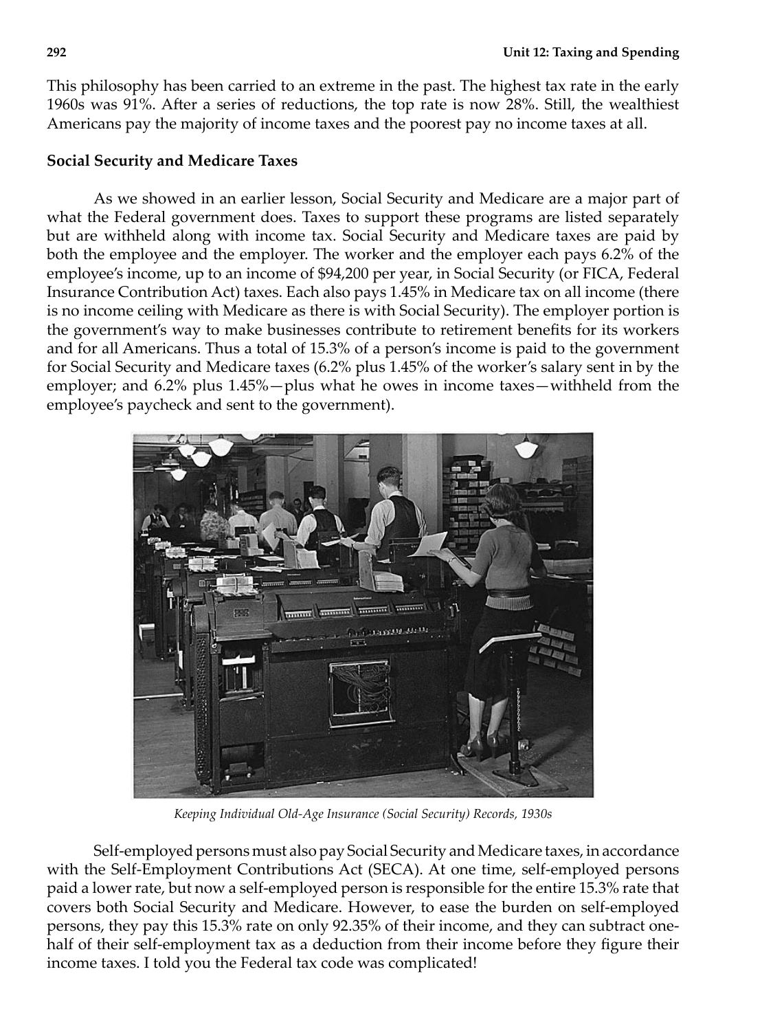This philosophy has been carried to an extreme in the past. The highest tax rate in the early 1960s was 91%. After a series of reductions, the top rate is now 28%. Still, the wealthiest Americans pay the majority of income taxes and the poorest pay no income taxes at all.

**Social Security and Medicare Taxes**

As we showed in an earlier lesson, Social Security and Medicare are a major part of what the Federal government does. Taxes to support these programs are listed separately but are withheld along with income tax. Social Security and Medicare taxes are paid by both the employee and the employer. The worker and the employer each pays 6.2% of the employee's income, up to an income of $94,200 per year, in Social Security (or FICA, Federal Insurance Contribution Act) taxes. Each also pays 1.45% in Medicare tax on all income (there is no income ceiling with Medicare as there is with Social Security). The employer portion is the government's way to make businesses contribute to retirement benefits for its workers and for all Americans. Thus a total of 15.3% of a person's income is paid to the government for Social Security and Medicare taxes (6.2% plus 1.45% of the worker's salary sent in by the employer; and 6.2% plus 1.45%—plus what he owes in income taxes—withheld from the employee's paycheck and sent to the government).

*Keeping Individual Old-Age Insurance (Social Security) Records, 1930s*

Self-employed persons must also pay Social Security and Medicare taxes, in accordance with the Self-Employment Contributions Act (SECA). At one time, self-employed persons paid a lower rate, but now a self-employed person is responsible for the entire 15.3% rate that covers both Social Security and Medicare. However, to ease the burden on self-employed persons, they pay this 15.3% rate on only 92.35% of their income, and they can subtract one-half of their self-employment tax as a deduction from their income before they figure their income taxes. I told you the Federal tax code was complicated!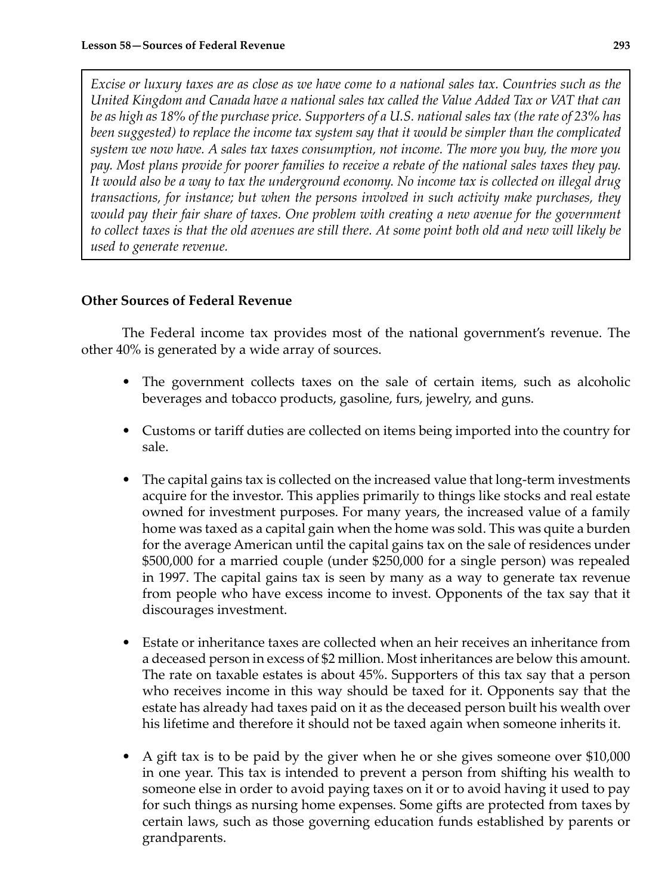*Excise or luxury taxes are as close as we have come to a national sales tax. Countries such as the United Kingdom and Canada have a national sales tax called the Value Added Tax or VAT that can be as high as 18% of the purchase price. Supporters of a U.S. national sales tax (the rate of 23% has been suggested) to replace the income tax system say that it would be simpler than the complicated system we now have. A sales tax taxes consumption, not income. The more you buy, the more you pay. Most plans provide for poorer families to receive a rebate of the national sales taxes they pay. It would also be a way to tax the underground economy. No income tax is collected on illegal drug transactions, for instance; but when the persons involved in such activity make purchases, they would pay their fair share of taxes. One problem with creating a new avenue for the government to collect taxes is that the old avenues are still there. At some point both old and new will likely be used to generate revenue.*

## Other Sources of Federal Revenue

The Federal income tax provides most of the national government's revenue. The other 40% is generated by a wide array of sources.

- The government collects taxes on the sale of certain items, such as alcoholic beverages and tobacco products, gasoline, furs, jewelry, and guns.

- Customs or tariff duties are collected on items being imported into the country for sale.

- The capital gains tax is collected on the increased value that long-term investments acquire for the investor. This applies primarily to things like stocks and real estate owned for investment purposes. For many years, the increased value of a family home was taxed as a capital gain when the home was sold. This was quite a burden for the average American until the capital gains tax on the sale of residences under $500,000 for a married couple (under $250,000 for a single person) was repealed in 1997. The capital gains tax is seen by many as a way to generate tax revenue from people who have excess income to invest. Opponents of the tax say that it discourages investment.

- Estate or inheritance taxes are collected when an heir receives an inheritance from a deceased person in excess of $2 million. Most inheritances are below this amount. The rate on taxable estates is about 45%. Supporters of this tax say that a person who receives income in this way should be taxed for it. Opponents say that the estate has already had taxes paid on it as the deceased person built his wealth over his lifetime and therefore it should not be taxed again when someone inherits it.

- A gift tax is to be paid by the giver when he or she gives someone over $10,000 in one year. This tax is intended to prevent a person from shifting his wealth to someone else in order to avoid paying taxes on it or to avoid having it used to pay for such things as nursing home expenses. Some gifts are protected from taxes by certain laws, such as those governing education funds established by parents or grandparents.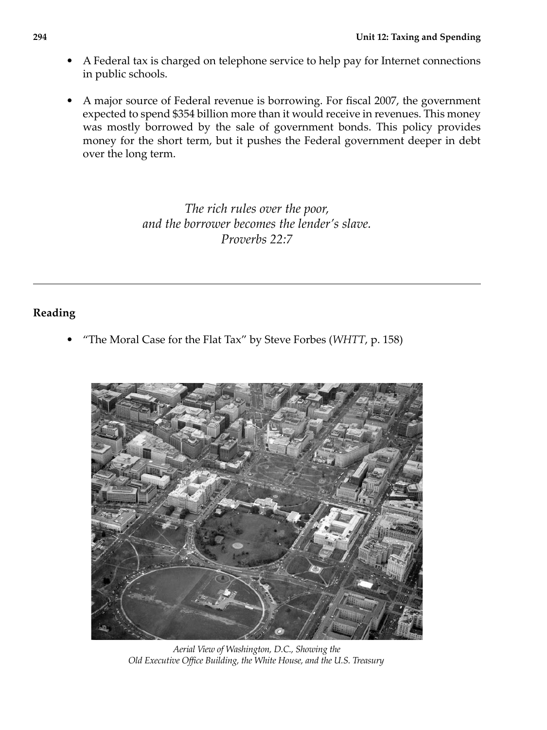- A Federal tax is charged on telephone service to help pay for Internet connections in public schools.
- A major source of Federal revenue is borrowing. For fiscal 2007, the government expected to spend $354 billion more than it would receive in revenues. This money was mostly borrowed by the sale of government bonds. This policy provides money for the short term, but it pushes the Federal government deeper in debt over the long term.

*The rich rules over the poor,*
*and the borrower becomes the lender's slave.*
*Proverbs 22:7*

---

**Reading**

- "The Moral Case for the Flat Tax" by Steve Forbes (*WHTT*, p. 158)

*Aerial View of Washington, D.C., Showing the Old Executive Office Building, the White House, and the U.S. Treasury*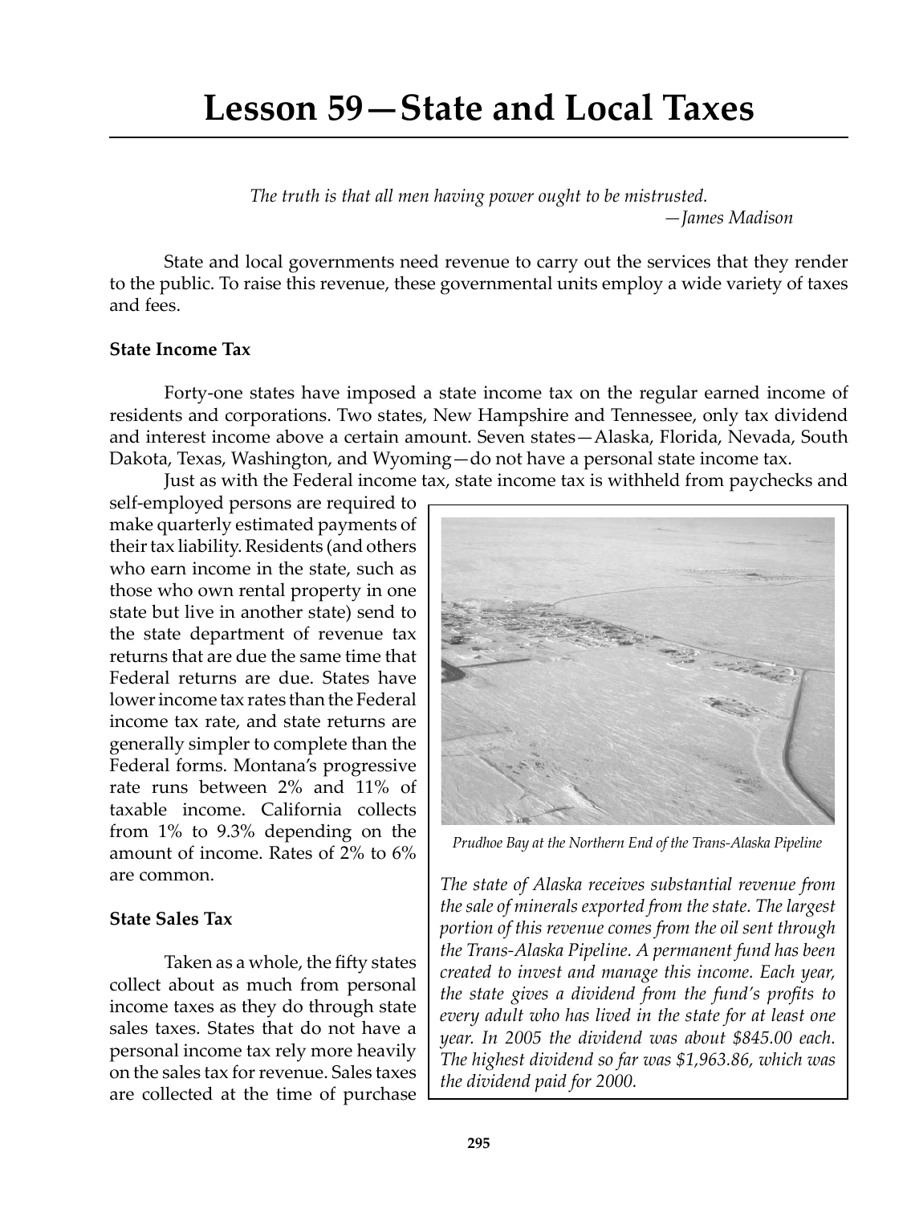# Lesson 59—State and Local Taxes

*The truth is that all men having power ought to be mistrusted.*
*—James Madison*

State and local governments need revenue to carry out the services that they render to the public. To raise this revenue, these governmental units employ a wide variety of taxes and fees.

### State Income Tax

Forty-one states have imposed a state income tax on the regular earned income of residents and corporations. Two states, New Hampshire and Tennessee, only tax dividend and interest income above a certain amount. Seven states—Alaska, Florida, Nevada, South Dakota, Texas, Washington, and Wyoming—do not have a personal state income tax.

Just as with the Federal income tax, state income tax is withheld from paychecks and self-employed persons are required to make quarterly estimated payments of their tax liability. Residents (and others who earn income in the state, such as those who own rental property in one state but live in another state) send to the state department of revenue tax returns that are due the same time that Federal returns are due. States have lower income tax rates than the Federal income tax rate, and state returns are generally simpler to complete than the Federal forms. Montana's progressive rate runs between 2% and 11% of taxable income. California collects from 1% to 9.3% depending on the amount of income. Rates of 2% to 6% are common.

*Prudhoe Bay at the Northern End of the Trans-Alaska Pipeline*

*The state of Alaska receives substantial revenue from the sale of minerals exported from the state. The largest portion of this revenue comes from the oil sent through the Trans-Alaska Pipeline. A permanent fund has been created to invest and manage this income. Each year, the state gives a dividend from the fund's profits to every adult who has lived in the state for at least one year. In 2005 the dividend was about $845.00 each. The highest dividend so far was $1,963.86, which was the dividend paid for 2000.*

### State Sales Tax

Taken as a whole, the fifty states collect about as much from personal income taxes as they do through state sales taxes. States that do not have a personal income tax rely more heavily on the sales tax for revenue. Sales taxes are collected at the time of purchase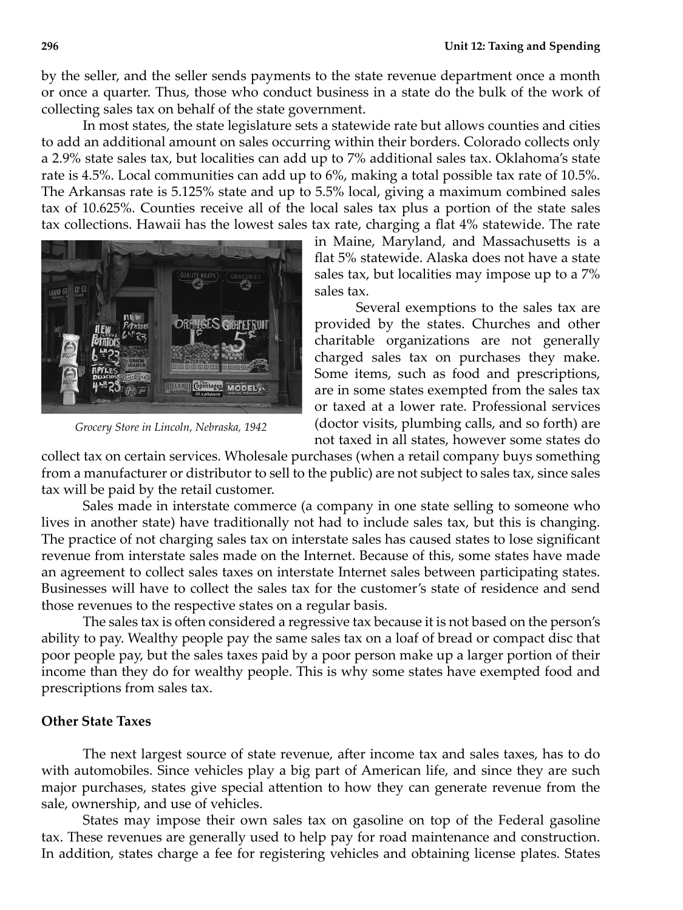by the seller, and the seller sends payments to the state revenue department once a month or once a quarter. Thus, those who conduct business in a state do the bulk of the work of collecting sales tax on behalf of the state government.

In most states, the state legislature sets a statewide rate but allows counties and cities to add an additional amount on sales occurring within their borders. Colorado collects only a 2.9% state sales tax, but localities can add up to 7% additional sales tax. Oklahoma's state rate is 4.5%. Local communities can add up to 6%, making a total possible tax rate of 10.5%. The Arkansas rate is 5.125% state and up to 5.5% local, giving a maximum combined sales tax of 10.625%. Counties receive all of the local sales tax plus a portion of the state sales tax collections. Hawaii has the lowest sales tax rate, charging a flat 4% statewide. The rate in Maine, Maryland, and Massachusetts is a flat 5% statewide. Alaska does not have a state sales tax, but localities may impose up to a 7% sales tax.

*Grocery Store in Lincoln, Nebraska, 1942*

Several exemptions to the sales tax are provided by the states. Churches and other charitable organizations are not generally charged sales tax on purchases they make. Some items, such as food and prescriptions, are in some states exempted from the sales tax or taxed at a lower rate. Professional services (doctor visits, plumbing calls, and so forth) are not taxed in all states, however some states do collect tax on certain services. Wholesale purchases (when a retail company buys something from a manufacturer or distributor to sell to the public) are not subject to sales tax, since sales tax will be paid by the retail customer.

Sales made in interstate commerce (a company in one state selling to someone who lives in another state) have traditionally not had to include sales tax, but this is changing. The practice of not charging sales tax on interstate sales has caused states to lose significant revenue from interstate sales made on the Internet. Because of this, some states have made an agreement to collect sales taxes on interstate Internet sales between participating states. Businesses will have to collect the sales tax for the customer's state of residence and send those revenues to the respective states on a regular basis.

The sales tax is often considered a regressive tax because it is not based on the person's ability to pay. Wealthy people pay the same sales tax on a loaf of bread or compact disc that poor people pay, but the sales taxes paid by a poor person make up a larger portion of their income than they do for wealthy people. This is why some states have exempted food and prescriptions from sales tax.

### Other State Taxes

The next largest source of state revenue, after income tax and sales taxes, has to do with automobiles. Since vehicles play a big part of American life, and since they are such major purchases, states give special attention to how they can generate revenue from the sale, ownership, and use of vehicles.

States may impose their own sales tax on gasoline on top of the Federal gasoline tax. These revenues are generally used to help pay for road maintenance and construction. In addition, states charge a fee for registering vehicles and obtaining license plates. States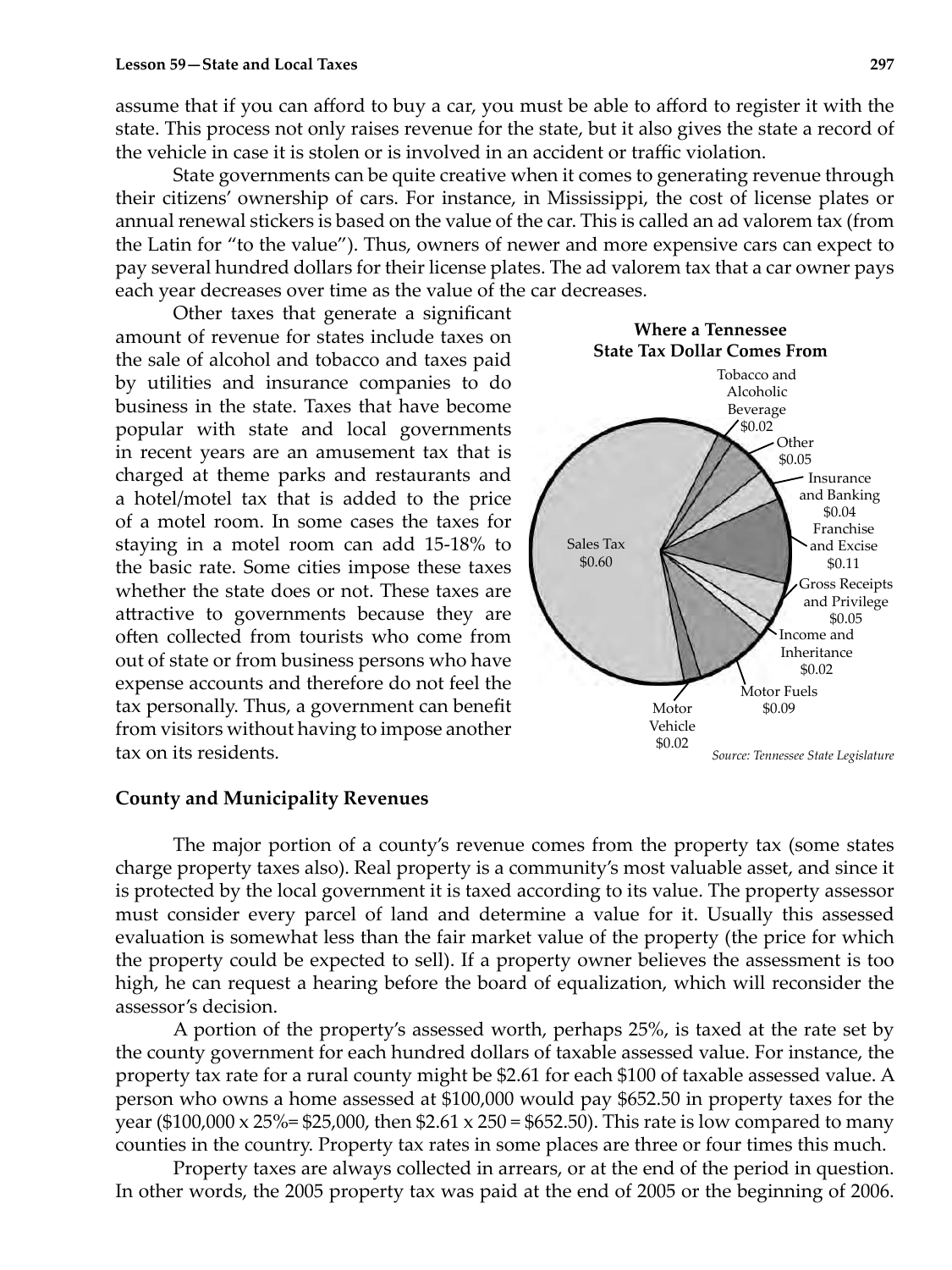assume that if you can afford to buy a car, you must be able to afford to register it with the state. This process not only raises revenue for the state, but it also gives the state a record of the vehicle in case it is stolen or is involved in an accident or traffic violation.

State governments can be quite creative when it comes to generating revenue through their citizens' ownership of cars. For instance, in Mississippi, the cost of license plates or annual renewal stickers is based on the value of the car. This is called an ad valorem tax (from the Latin for "to the value"). Thus, owners of newer and more expensive cars can expect to pay several hundred dollars for their license plates. The ad valorem tax that a car owner pays each year decreases over time as the value of the car decreases.

Other taxes that generate a significant amount of revenue for states include taxes on the sale of alcohol and tobacco and taxes paid by utilities and insurance companies to do business in the state. Taxes that have become popular with state and local governments in recent years are an amusement tax that is charged at theme parks and restaurants and a hotel/motel tax that is added to the price of a motel room. In some cases the taxes for staying in a motel room can add 15-18% to the basic rate. Some cities impose these taxes whether the state does or not. These taxes are attractive to governments because they are often collected from tourists who come from out of state or from business persons who have expense accounts and therefore do not feel the tax personally. Thus, a government can benefit from visitors without having to impose another tax on its residents.

**Where a Tennessee State Tax Dollar Comes From**

Sales Tax $0.60

Tobacco and Alcoholic Beverage $0.02

Other $0.05

Insurance and Banking $0.04

Franchise and Excise $0.11

Gross Receipts and Privilege $0.05

Income and Inheritance $0.02

Motor Fuels $0.09

Motor Vehicle $0.02

*Source: Tennessee State Legislature*

## County and Municipality Revenues

The major portion of a county's revenue comes from the property tax (some states charge property taxes also). Real property is a community's most valuable asset, and since it is protected by the local government it is taxed according to its value. The property assessor must consider every parcel of land and determine a value for it. Usually this assessed evaluation is somewhat less than the fair market value of the property (the price for which the property could be expected to sell). If a property owner believes the assessment is too high, he can request a hearing before the board of equalization, which will reconsider the assessor's decision.

A portion of the property's assessed worth, perhaps 25%, is taxed at the rate set by the county government for each hundred dollars of taxable assessed value. For instance, the property tax rate for a rural county might be $2.61 for each $100 of taxable assessed value. A person who owns a home assessed at $100,000 would pay $652.50 in property taxes for the year ($100,000 x 25%= $25,000, then $2.61 x 250 = $652.50). This rate is low compared to many counties in the country. Property tax rates in some places are three or four times this much.

Property taxes are always collected in arrears, or at the end of the period in question. In other words, the 2005 property tax was paid at the end of 2005 or the beginning of 2006.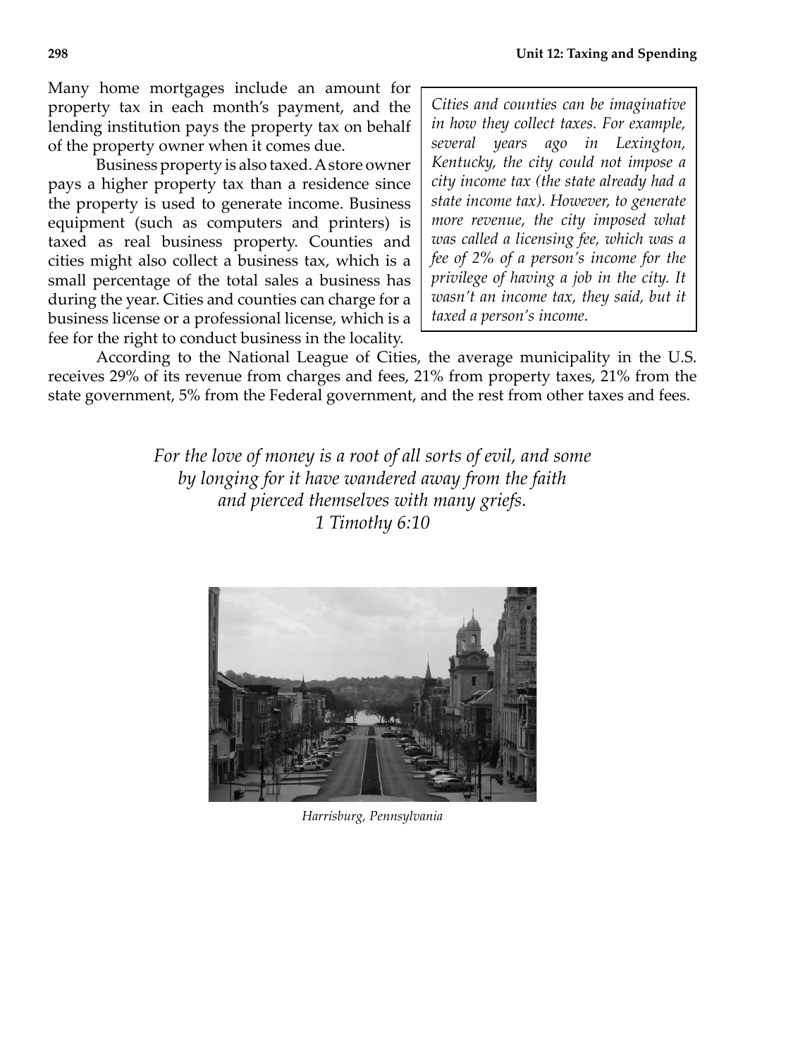Many home mortgages include an amount for property tax in each month's payment, and the lending institution pays the property tax on behalf of the property owner when it comes due.

Business property is also taxed. A store owner pays a higher property tax than a residence since the property is used to generate income. Business equipment (such as computers and printers) is taxed as real business property. Counties and cities might also collect a business tax, which is a small percentage of the total sales a business has during the year. Cities and counties can charge for a business license or a professional license, which is a fee for the right to conduct business in the locality.

> *Cities and counties can be imaginative in how they collect taxes. For example, several years ago in Lexington, Kentucky, the city could not impose a city income tax (the state already had a state income tax). However, to generate more revenue, the city imposed what was called a licensing fee, which was a fee of 2% of a person's income for the privilege of having a job in the city. It wasn't an income tax, they said, but it taxed a person's income.*

According to the National League of Cities, the average municipality in the U.S. receives 29% of its revenue from charges and fees, 21% from property taxes, 21% from the state government, 5% from the Federal government, and the rest from other taxes and fees.

*For the love of money is a root of all sorts of evil, and some by longing for it have wandered away from the faith and pierced themselves with many griefs.*
*1 Timothy 6:10*

*Harrisburg, Pennsylvania*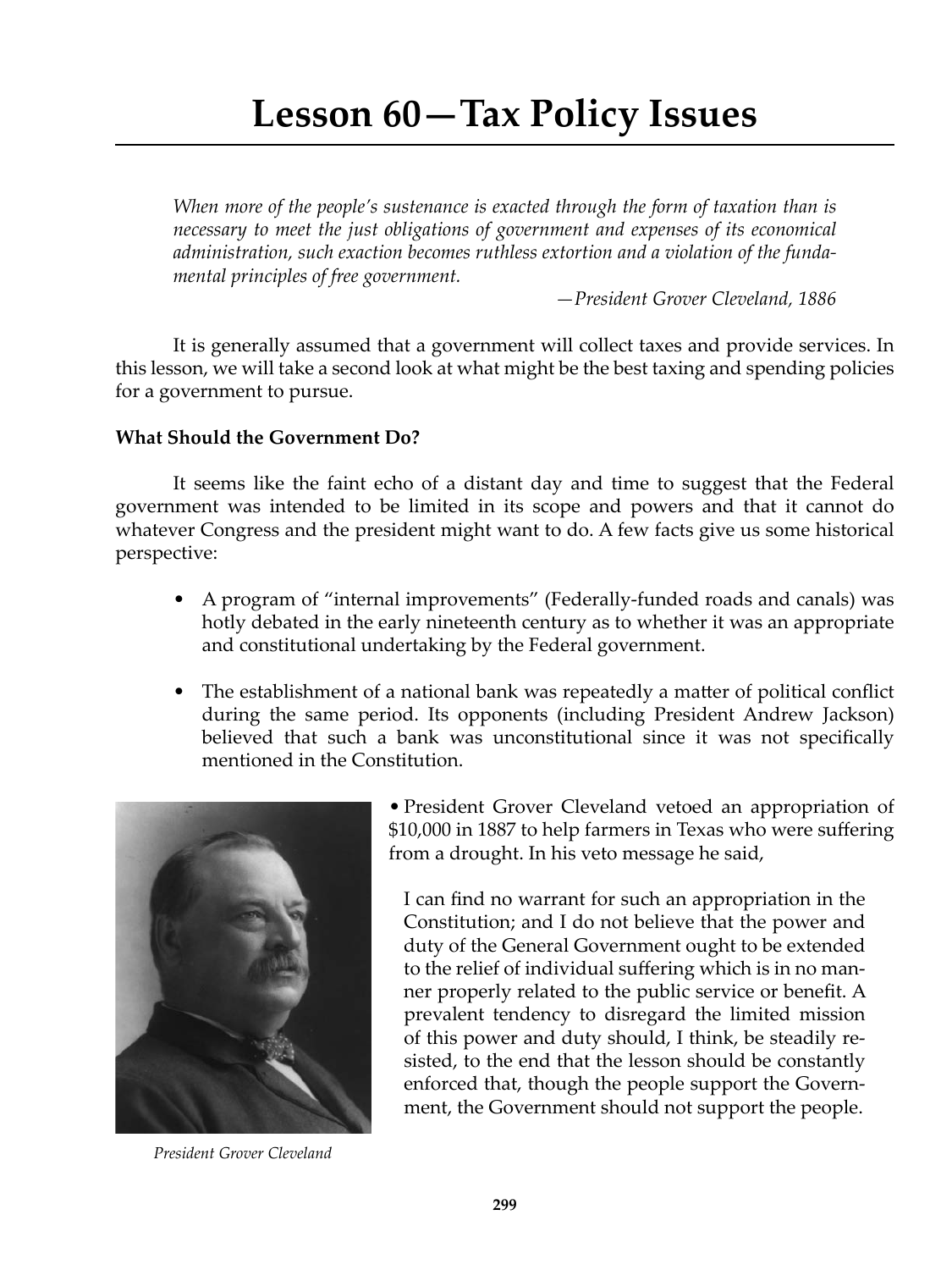# Lesson 60—Tax Policy Issues

*When more of the people's sustenance is exacted through the form of taxation than is necessary to meet the just obligations of government and expenses of its economical administration, such exaction becomes ruthless extortion and a violation of the fundamental principles of free government.*

—*President Grover Cleveland, 1886*

It is generally assumed that a government will collect taxes and provide services. In this lesson, we will take a second look at what might be the best taxing and spending policies for a government to pursue.

**What Should the Government Do?**

It seems like the faint echo of a distant day and time to suggest that the Federal government was intended to be limited in its scope and powers and that it cannot do whatever Congress and the president might want to do. A few facts give us some historical perspective:

- A program of "internal improvements" (Federally-funded roads and canals) was hotly debated in the early nineteenth century as to whether it was an appropriate and constitutional undertaking by the Federal government.
- The establishment of a national bank was repeatedly a matter of political conflict during the same period. Its opponents (including President Andrew Jackson) believed that such a bank was unconstitutional since it was not specifically mentioned in the Constitution.
- President Grover Cleveland vetoed an appropriation of $10,000 in 1887 to help farmers in Texas who were suffering from a drought. In his veto message he said,

> I can find no warrant for such an appropriation in the Constitution; and I do not believe that the power and duty of the General Government ought to be extended to the relief of individual suffering which is in no manner properly related to the public service or benefit. A prevalent tendency to disregard the limited mission of this power and duty should, I think, be steadily resisted, to the end that the lesson should be constantly enforced that, though the people support the Government, the Government should not support the people.

*President Grover Cleveland*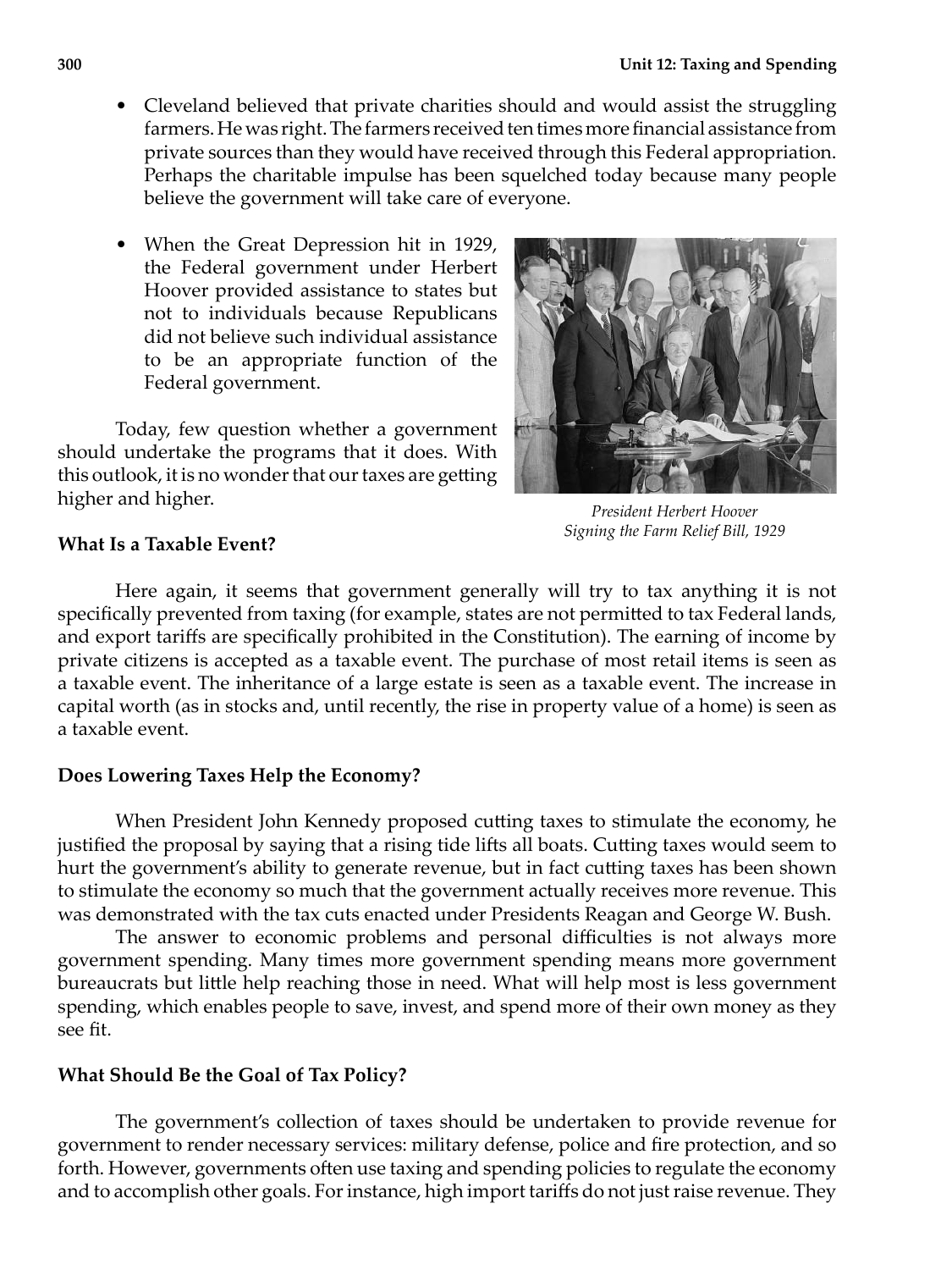- Cleveland believed that private charities should and would assist the struggling farmers. He was right. The farmers received ten times more financial assistance from private sources than they would have received through this Federal appropriation. Perhaps the charitable impulse has been squelched today because many people believe the government will take care of everyone.

- When the Great Depression hit in 1929, the Federal government under Herbert Hoover provided assistance to states but not to individuals because Republicans did not believe such individual assistance to be an appropriate function of the Federal government.

Today, few question whether a government should undertake the programs that it does. With this outlook, it is no wonder that our taxes are getting higher and higher.

*President Herbert Hoover Signing the Farm Relief Bill, 1929*

**What Is a Taxable Event?**

Here again, it seems that government generally will try to tax anything it is not specifically prevented from taxing (for example, states are not permitted to tax Federal lands, and export tariffs are specifically prohibited in the Constitution). The earning of income by private citizens is accepted as a taxable event. The purchase of most retail items is seen as a taxable event. The inheritance of a large estate is seen as a taxable event. The increase in capital worth (as in stocks and, until recently, the rise in property value of a home) is seen as a taxable event.

**Does Lowering Taxes Help the Economy?**

When President John Kennedy proposed cutting taxes to stimulate the economy, he justified the proposal by saying that a rising tide lifts all boats. Cutting taxes would seem to hurt the government's ability to generate revenue, but in fact cutting taxes has been shown to stimulate the economy so much that the government actually receives more revenue. This was demonstrated with the tax cuts enacted under Presidents Reagan and George W. Bush.

The answer to economic problems and personal difficulties is not always more government spending. Many times more government spending means more government bureaucrats but little help reaching those in need. What will help most is less government spending, which enables people to save, invest, and spend more of their own money as they see fit.

**What Should Be the Goal of Tax Policy?**

The government's collection of taxes should be undertaken to provide revenue for government to render necessary services: military defense, police and fire protection, and so forth. However, governments often use taxing and spending policies to regulate the economy and to accomplish other goals. For instance, high import tariffs do not just raise revenue. They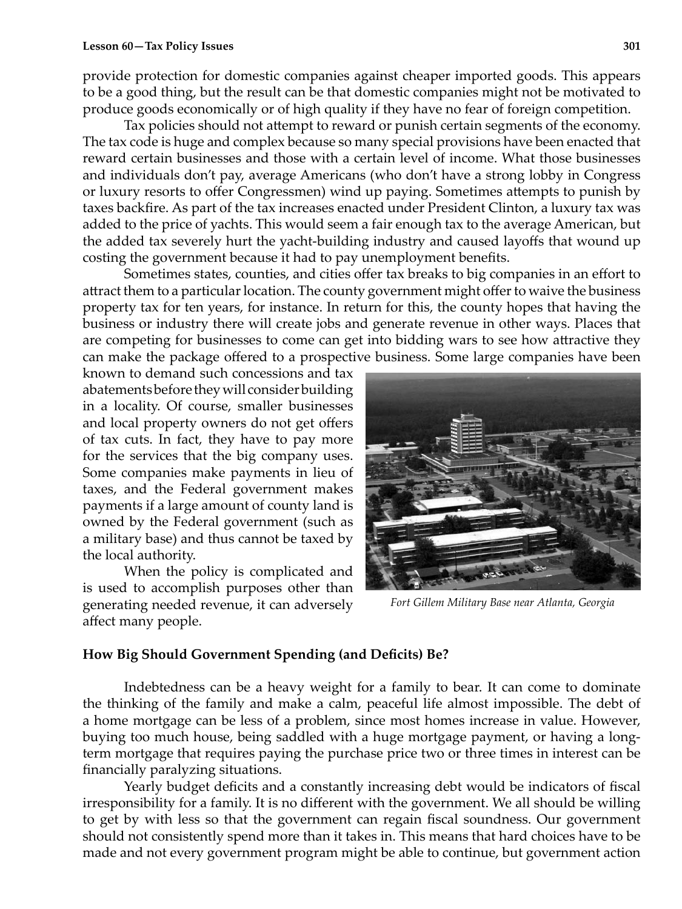provide protection for domestic companies against cheaper imported goods. This appears to be a good thing, but the result can be that domestic companies might not be motivated to produce goods economically or of high quality if they have no fear of foreign competition.

Tax policies should not attempt to reward or punish certain segments of the economy. The tax code is huge and complex because so many special provisions have been enacted that reward certain businesses and those with a certain level of income. What those businesses and individuals don't pay, average Americans (who don't have a strong lobby in Congress or luxury resorts to offer Congressmen) wind up paying. Sometimes attempts to punish by taxes backfire. As part of the tax increases enacted under President Clinton, a luxury tax was added to the price of yachts. This would seem a fair enough tax to the average American, but the added tax severely hurt the yacht-building industry and caused layoffs that wound up costing the government because it had to pay unemployment benefits.

Sometimes states, counties, and cities offer tax breaks to big companies in an effort to attract them to a particular location. The county government might offer to waive the business property tax for ten years, for instance. In return for this, the county hopes that having the business or industry there will create jobs and generate revenue in other ways. Places that are competing for businesses to come can get into bidding wars to see how attractive they can make the package offered to a prospective business. Some large companies have been known to demand such concessions and tax abatements before they will consider building in a locality. Of course, smaller businesses and local property owners do not get offers of tax cuts. In fact, they have to pay more for the services that the big company uses. Some companies make payments in lieu of taxes, and the Federal government makes payments if a large amount of county land is owned by the Federal government (such as a military base) and thus cannot be taxed by the local authority.

*Fort Gillem Military Base near Atlanta, Georgia*

When the policy is complicated and is used to accomplish purposes other than generating needed revenue, it can adversely affect many people.

### How Big Should Government Spending (and Deficits) Be?

Indebtedness can be a heavy weight for a family to bear. It can come to dominate the thinking of the family and make a calm, peaceful life almost impossible. The debt of a home mortgage can be less of a problem, since most homes increase in value. However, buying too much house, being saddled with a huge mortgage payment, or having a long-term mortgage that requires paying the purchase price two or three times in interest can be financially paralyzing situations.

Yearly budget deficits and a constantly increasing debt would be indicators of fiscal irresponsibility for a family. It is no different with the government. We all should be willing to get by with less so that the government can regain fiscal soundness. Our government should not consistently spend more than it takes in. This means that hard choices have to be made and not every government program might be able to continue, but government action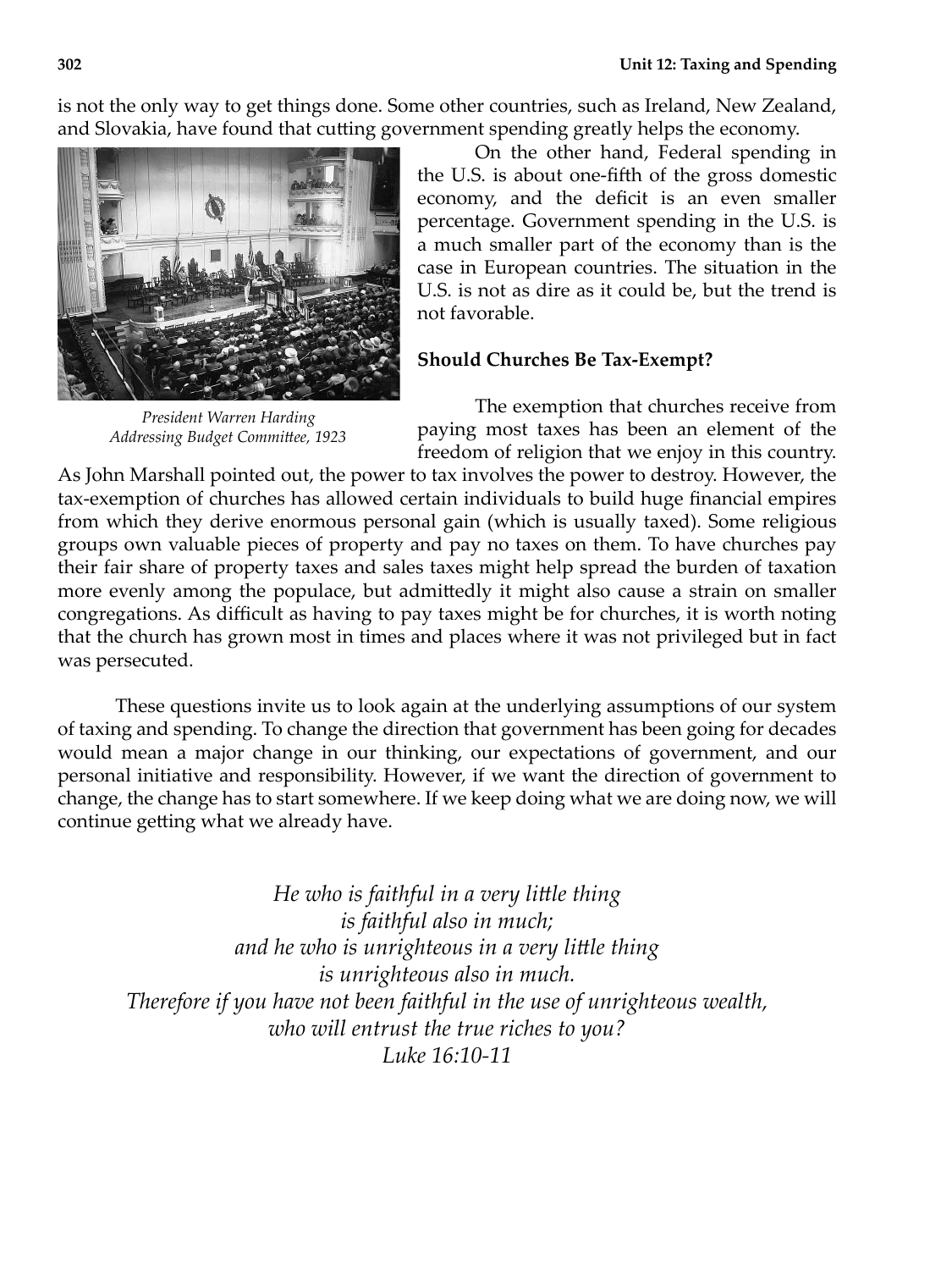is not the only way to get things done. Some other countries, such as Ireland, New Zealand, and Slovakia, have found that cutting government spending greatly helps the economy.

*President Warren Harding Addressing Budget Committee, 1923*

On the other hand, Federal spending in the U.S. is about one-fifth of the gross domestic economy, and the deficit is an even smaller percentage. Government spending in the U.S. is a much smaller part of the economy than is the case in European countries. The situation in the U.S. is not as dire as it could be, but the trend is not favorable.

**Should Churches Be Tax-Exempt?**

The exemption that churches receive from paying most taxes has been an element of the freedom of religion that we enjoy in this country. As John Marshall pointed out, the power to tax involves the power to destroy. However, the tax-exemption of churches has allowed certain individuals to build huge financial empires from which they derive enormous personal gain (which is usually taxed). Some religious groups own valuable pieces of property and pay no taxes on them. To have churches pay their fair share of property taxes and sales taxes might help spread the burden of taxation more evenly among the populace, but admittedly it might also cause a strain on smaller congregations. As difficult as having to pay taxes might be for churches, it is worth noting that the church has grown most in times and places where it was not privileged but in fact was persecuted.

These questions invite us to look again at the underlying assumptions of our system of taxing and spending. To change the direction that government has been going for decades would mean a major change in our thinking, our expectations of government, and our personal initiative and responsibility. However, if we want the direction of government to change, the change has to start somewhere. If we keep doing what we are doing now, we will continue getting what we already have.

*He who is faithful in a very little thing*
*is faithful also in much;*
*and he who is unrighteous in a very little thing*
*is unrighteous also in much.*
*Therefore if you have not been faithful in the use of unrighteous wealth,*
*who will entrust the true riches to you?*
*Luke 16:10-11*